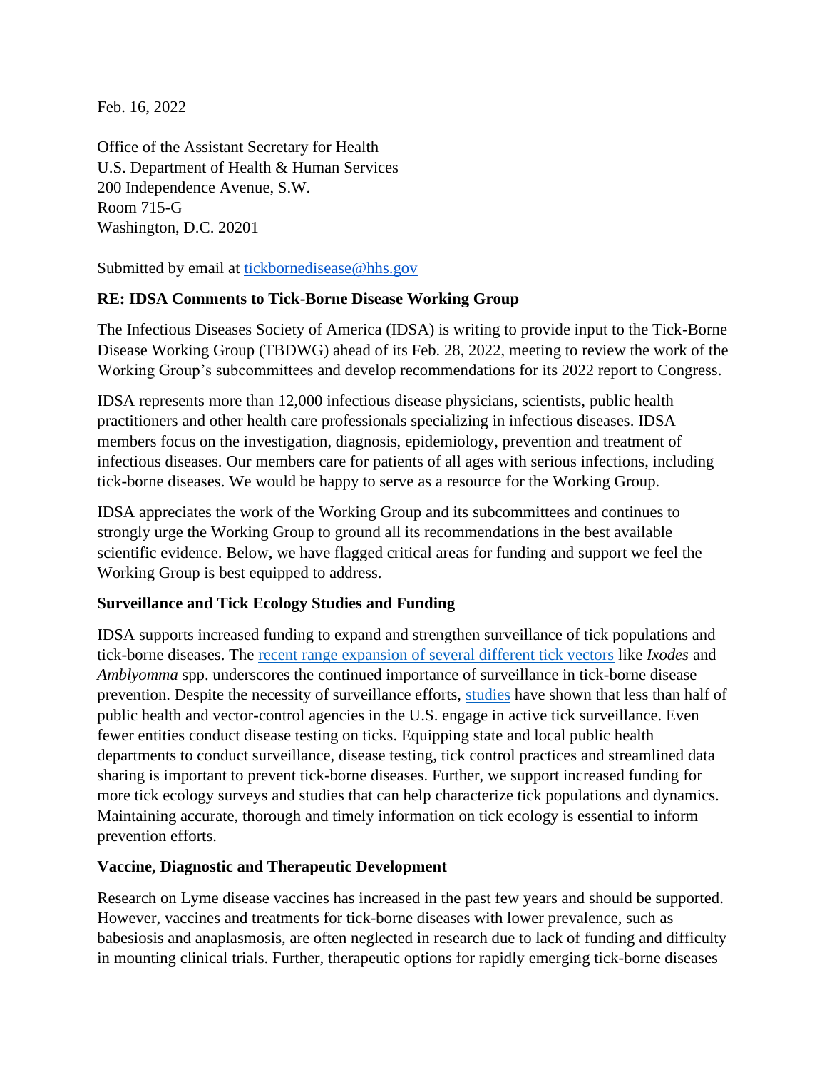Feb. 16, 2022

Office of the Assistant Secretary for Health
U.S. Department of Health & Human Services
200 Independence Avenue, S.W.
Room 715-G
Washington, D.C. 20201

Submitted by email at tickbornedisease@hhs.gov

**RE: IDSA Comments to Tick-Borne Disease Working Group**

The Infectious Diseases Society of America (IDSA) is writing to provide input to the Tick-Borne Disease Working Group (TBDWG) ahead of its Feb. 28, 2022, meeting to review the work of the Working Group's subcommittees and develop recommendations for its 2022 report to Congress.

IDSA represents more than 12,000 infectious disease physicians, scientists, public health practitioners and other health care professionals specializing in infectious diseases. IDSA members focus on the investigation, diagnosis, epidemiology, prevention and treatment of infectious diseases. Our members care for patients of all ages with serious infections, including tick-borne diseases. We would be happy to serve as a resource for the Working Group.

IDSA appreciates the work of the Working Group and its subcommittees and continues to strongly urge the Working Group to ground all its recommendations in the best available scientific evidence. Below, we have flagged critical areas for funding and support we feel the Working Group is best equipped to address.

**Surveillance and Tick Ecology Studies and Funding**

IDSA supports increased funding to expand and strengthen surveillance of tick populations and tick-borne diseases. The recent range expansion of several different tick vectors like *Ixodes* and *Amblyomma* spp. underscores the continued importance of surveillance in tick-borne disease prevention. Despite the necessity of surveillance efforts, studies have shown that less than half of public health and vector-control agencies in the U.S. engage in active tick surveillance. Even fewer entities conduct disease testing on ticks. Equipping state and local public health departments to conduct surveillance, disease testing, tick control practices and streamlined data sharing is important to prevent tick-borne diseases. Further, we support increased funding for more tick ecology surveys and studies that can help characterize tick populations and dynamics. Maintaining accurate, thorough and timely information on tick ecology is essential to inform prevention efforts.

**Vaccine, Diagnostic and Therapeutic Development**

Research on Lyme disease vaccines has increased in the past few years and should be supported. However, vaccines and treatments for tick-borne diseases with lower prevalence, such as babesiosis and anaplasmosis, are often neglected in research due to lack of funding and difficulty in mounting clinical trials. Further, therapeutic options for rapidly emerging tick-borne diseases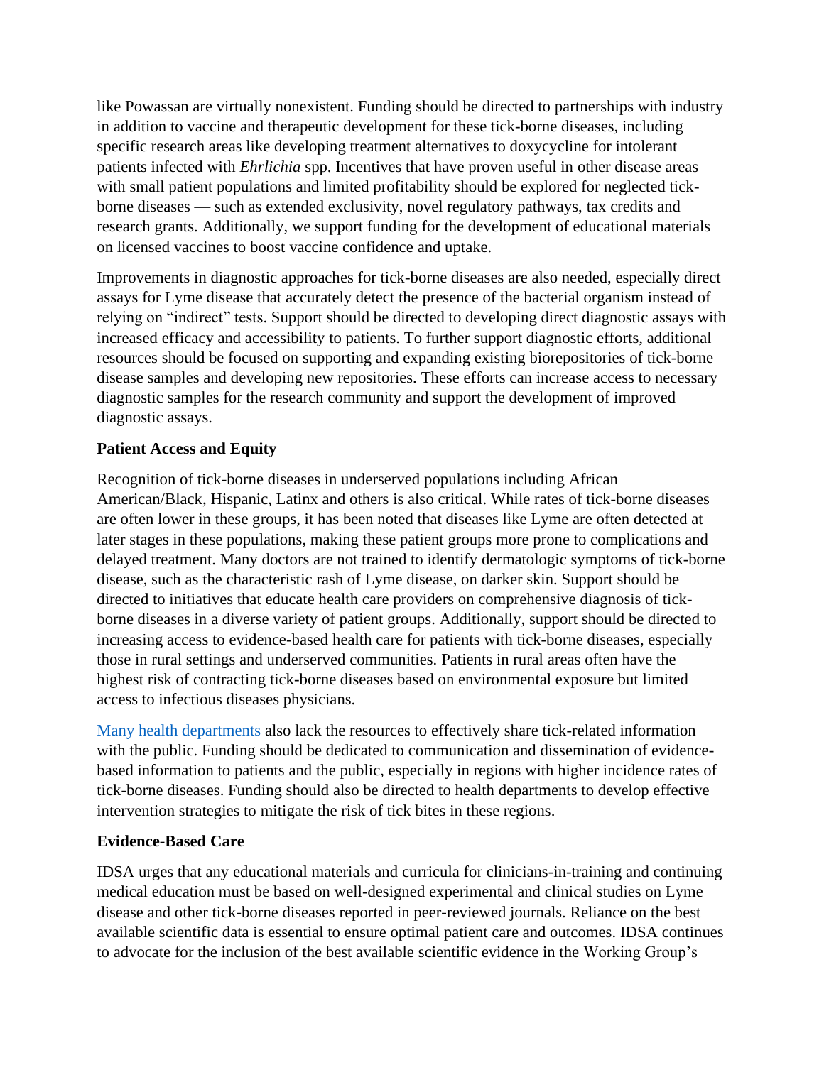like Powassan are virtually nonexistent. Funding should be directed to partnerships with industry in addition to vaccine and therapeutic development for these tick-borne diseases, including specific research areas like developing treatment alternatives to doxycycline for intolerant patients infected with *Ehrlichia* spp. Incentives that have proven useful in other disease areas with small patient populations and limited profitability should be explored for neglected tick-borne diseases — such as extended exclusivity, novel regulatory pathways, tax credits and research grants. Additionally, we support funding for the development of educational materials on licensed vaccines to boost vaccine confidence and uptake.

Improvements in diagnostic approaches for tick-borne diseases are also needed, especially direct assays for Lyme disease that accurately detect the presence of the bacterial organism instead of relying on "indirect" tests. Support should be directed to developing direct diagnostic assays with increased efficacy and accessibility to patients. To further support diagnostic efforts, additional resources should be focused on supporting and expanding existing biorepositories of tick-borne disease samples and developing new repositories. These efforts can increase access to necessary diagnostic samples for the research community and support the development of improved diagnostic assays.

**Patient Access and Equity**

Recognition of tick-borne diseases in underserved populations including African American/Black, Hispanic, Latinx and others is also critical. While rates of tick-borne diseases are often lower in these groups, it has been noted that diseases like Lyme are often detected at later stages in these populations, making these patient groups more prone to complications and delayed treatment. Many doctors are not trained to identify dermatologic symptoms of tick-borne disease, such as the characteristic rash of Lyme disease, on darker skin. Support should be directed to initiatives that educate health care providers on comprehensive diagnosis of tick-borne diseases in a diverse variety of patient groups. Additionally, support should be directed to increasing access to evidence-based health care for patients with tick-borne diseases, especially those in rural settings and underserved communities. Patients in rural areas often have the highest risk of contracting tick-borne diseases based on environmental exposure but limited access to infectious diseases physicians.

Many health departments also lack the resources to effectively share tick-related information with the public. Funding should be dedicated to communication and dissemination of evidence-based information to patients and the public, especially in regions with higher incidence rates of tick-borne diseases. Funding should also be directed to health departments to develop effective intervention strategies to mitigate the risk of tick bites in these regions.

**Evidence-Based Care**

IDSA urges that any educational materials and curricula for clinicians-in-training and continuing medical education must be based on well-designed experimental and clinical studies on Lyme disease and other tick-borne diseases reported in peer-reviewed journals. Reliance on the best available scientific data is essential to ensure optimal patient care and outcomes. IDSA continues to advocate for the inclusion of the best available scientific evidence in the Working Group's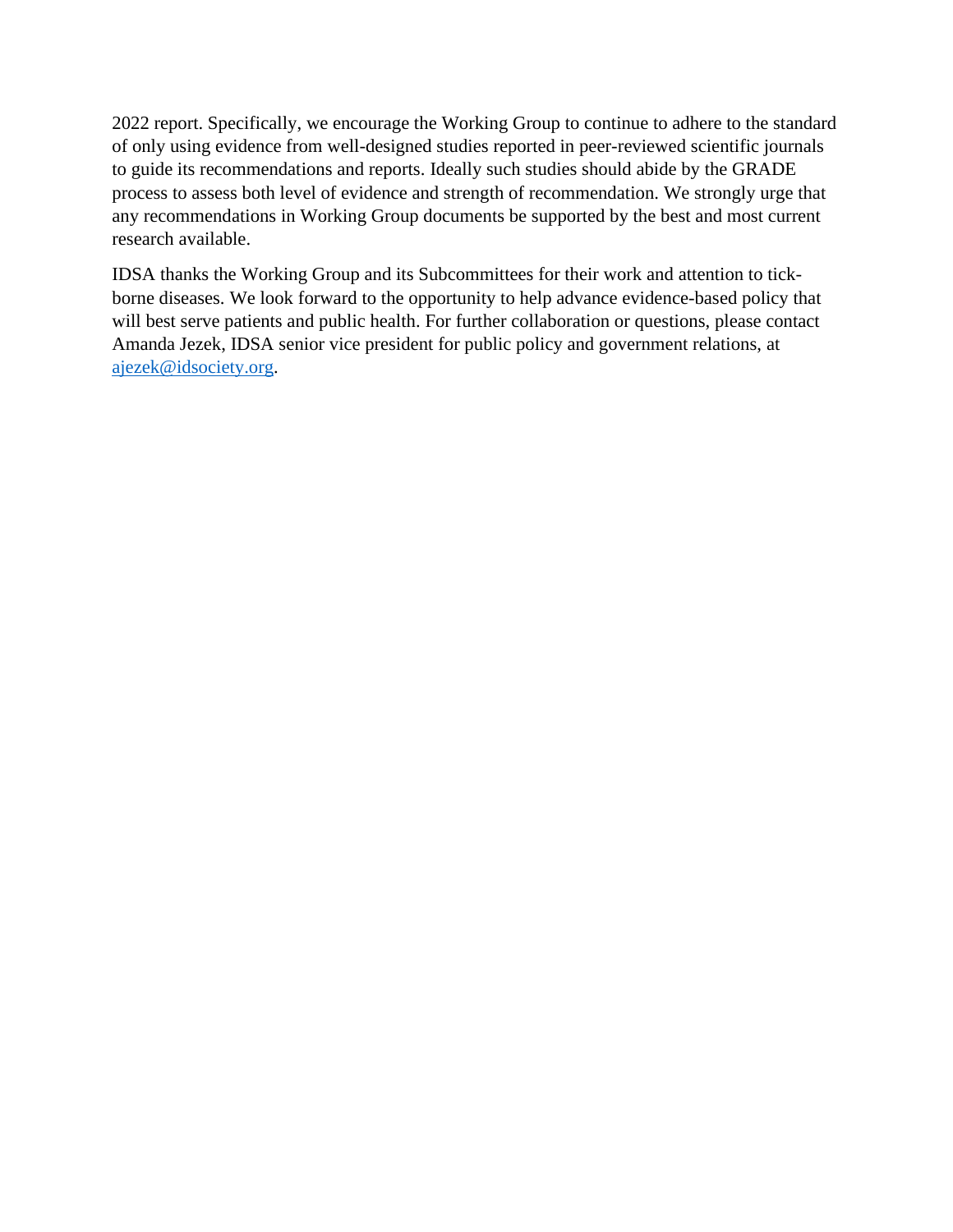2022 report. Specifically, we encourage the Working Group to continue to adhere to the standard of only using evidence from well-designed studies reported in peer-reviewed scientific journals to guide its recommendations and reports. Ideally such studies should abide by the GRADE process to assess both level of evidence and strength of recommendation. We strongly urge that any recommendations in Working Group documents be supported by the best and most current research available.

IDSA thanks the Working Group and its Subcommittees for their work and attention to tick-borne diseases. We look forward to the opportunity to help advance evidence-based policy that will best serve patients and public health. For further collaboration or questions, please contact Amanda Jezek, IDSA senior vice president for public policy and government relations, at [ajezek@idsociety.org](mailto:ajezek@idsociety.org).